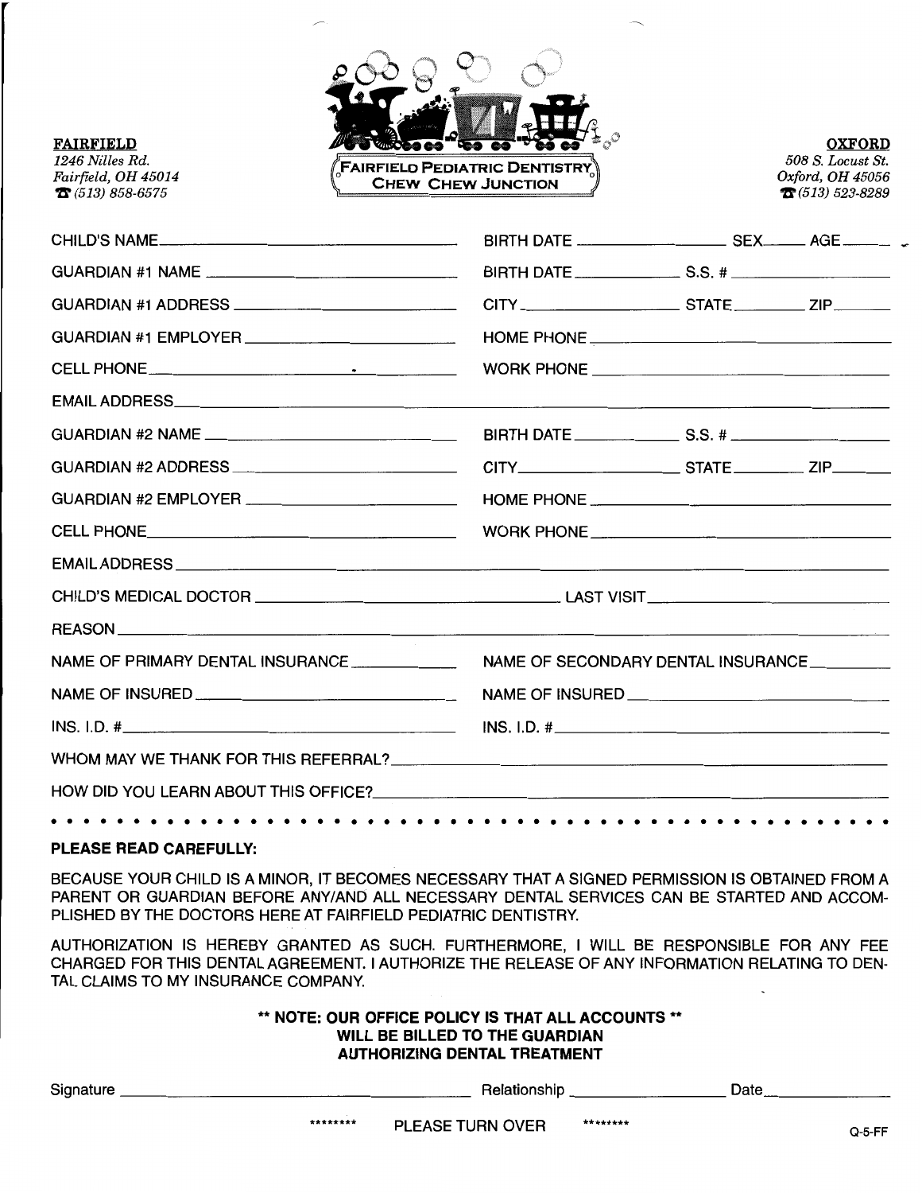**FAIRFIELD**
*1246 Nilles Rd.*
*Fairfield, OH 45014*
☎ *(513) 858-6575*

**FAIRFIELD PEDIATRIC DENTISTRY**
**CHEW CHEW JUNCTION**

**OXFORD**
*508 S. Locust St.*
*Oxford, OH 45056*
☎ *(513) 523-8289*

CHILD'S NAME\_\_\_\_\_\_\_\_\_\_\_\_\_\_\_\_\_\_\_\_ BIRTH DATE \_\_\_\_\_\_\_\_\_\_ SEX\_\_\_\_\_ AGE\_\_\_\_\_

GUARDIAN #1 NAME \_\_\_\_\_\_\_\_\_\_\_\_\_\_\_\_\_\_\_\_ BIRTH DATE \_\_\_\_\_\_\_\_\_\_ S.S. # \_\_\_\_\_\_\_\_\_\_

GUARDIAN #1 ADDRESS \_\_\_\_\_\_\_\_\_\_\_\_\_\_\_\_\_\_\_\_ CITY \_\_\_\_\_\_\_\_\_\_ STATE \_\_\_\_\_\_ ZIP \_\_\_\_\_\_

GUARDIAN #1 EMPLOYER \_\_\_\_\_\_\_\_\_\_\_\_\_\_\_\_\_\_\_\_ HOME PHONE \_\_\_\_\_\_\_\_\_\_\_\_\_\_\_\_\_\_\_\_

CELL PHONE \_\_\_\_\_\_\_\_\_\_\_\_\_\_\_\_\_\_\_\_ WORK PHONE \_\_\_\_\_\_\_\_\_\_\_\_\_\_\_\_\_\_\_\_

EMAIL ADDRESS \_\_\_\_\_\_\_\_\_\_\_\_\_\_\_\_\_\_\_\_\_\_\_\_\_\_\_\_\_\_\_\_\_\_\_\_\_\_\_\_

GUARDIAN #2 NAME \_\_\_\_\_\_\_\_\_\_\_\_\_\_\_\_\_\_\_\_ BIRTH DATE \_\_\_\_\_\_\_\_\_\_ S.S. # \_\_\_\_\_\_\_\_\_\_

GUARDIAN #2 ADDRESS \_\_\_\_\_\_\_\_\_\_\_\_\_\_\_\_\_\_\_\_ CITY \_\_\_\_\_\_\_\_\_\_ STATE \_\_\_\_\_\_ ZIP \_\_\_\_\_\_

GUARDIAN #2 EMPLOYER \_\_\_\_\_\_\_\_\_\_\_\_\_\_\_\_\_\_\_\_ HOME PHONE \_\_\_\_\_\_\_\_\_\_\_\_\_\_\_\_\_\_\_\_

CELL PHONE \_\_\_\_\_\_\_\_\_\_\_\_\_\_\_\_\_\_\_\_ WORK PHONE \_\_\_\_\_\_\_\_\_\_\_\_\_\_\_\_\_\_\_\_

EMAIL ADDRESS \_\_\_\_\_\_\_\_\_\_\_\_\_\_\_\_\_\_\_\_\_\_\_\_\_\_\_\_\_\_\_\_\_\_\_\_\_\_\_\_

CHILD'S MEDICAL DOCTOR \_\_\_\_\_\_\_\_\_\_\_\_\_\_\_\_\_\_\_\_ LAST VISIT \_\_\_\_\_\_\_\_\_\_\_\_\_\_\_\_\_\_\_\_

REASON \_\_\_\_\_\_\_\_\_\_\_\_\_\_\_\_\_\_\_\_\_\_\_\_\_\_\_\_\_\_\_\_\_\_\_\_\_\_\_\_

NAME OF PRIMARY DENTAL INSURANCE \_\_\_\_\_\_\_\_\_\_ NAME OF SECONDARY DENTAL INSURANCE \_\_\_\_\_\_\_\_\_\_

NAME OF INSURED \_\_\_\_\_\_\_\_\_\_\_\_\_\_\_\_\_\_\_\_ NAME OF INSURED \_\_\_\_\_\_\_\_\_\_\_\_\_\_\_\_\_\_\_\_

INS. I.D. # \_\_\_\_\_\_\_\_\_\_\_\_\_\_\_\_\_\_\_\_ INS. I.D. # \_\_\_\_\_\_\_\_\_\_\_\_\_\_\_\_\_\_\_\_

WHOM MAY WE THANK FOR THIS REFERRAL? \_\_\_\_\_\_\_\_\_\_\_\_\_\_\_\_\_\_\_\_\_\_\_\_\_\_\_\_\_\_\_\_\_\_\_\_\_\_\_\_

HOW DID YOU LEARN ABOUT THIS OFFICE? \_\_\_\_\_\_\_\_\_\_\_\_\_\_\_\_\_\_\_\_\_\_\_\_\_\_\_\_\_\_\_\_\_\_\_\_\_\_\_\_

---

**PLEASE READ CAREFULLY:**

BECAUSE YOUR CHILD IS A MINOR, IT BECOMES NECESSARY THAT A SIGNED PERMISSION IS OBTAINED FROM A PARENT OR GUARDIAN BEFORE ANY/AND ALL NECESSARY DENTAL SERVICES CAN BE STARTED AND ACCOMPLISHED BY THE DOCTORS HERE AT FAIRFIELD PEDIATRIC DENTISTRY.

AUTHORIZATION IS HEREBY GRANTED AS SUCH. FURTHERMORE, I WILL BE RESPONSIBLE FOR ANY FEE CHARGED FOR THIS DENTAL AGREEMENT. I AUTHORIZE THE RELEASE OF ANY INFORMATION RELATING TO DENTAL CLAIMS TO MY INSURANCE COMPANY.

**\*\* NOTE: OUR OFFICE POLICY IS THAT ALL ACCOUNTS \*\***
**WILL BE BILLED TO THE GUARDIAN**
**AUTHORIZING DENTAL TREATMENT**

Signature \_\_\_\_\_\_\_\_\_\_\_\_\_\_\_\_\_\_\_\_ Relationship \_\_\_\_\_\_\_\_\_\_ Date \_\_\_\_\_\_\_\_\_\_

\*\*\*\*\*\*\*\* PLEASE TURN OVER \*\*\*\*\*\*\*\*

Q-5-FF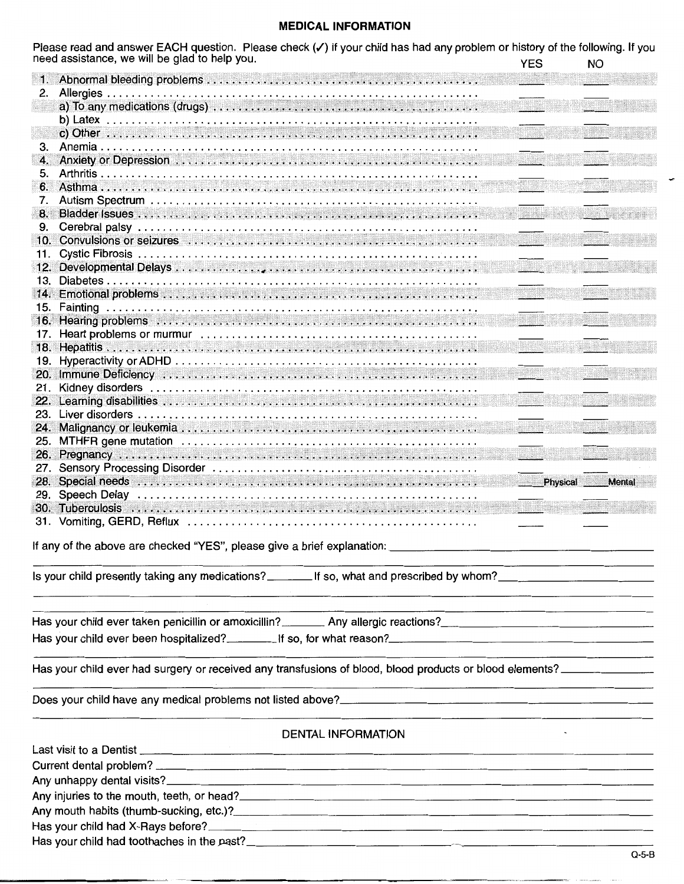**MEDICAL INFORMATION**

Please read and answer EACH question. Please check (✓) if your child has had any problem or history of the following. If you need assistance, we will be glad to help you.

| | YES | NO |
|---|---|---|
| 1. Abnormal bleeding problems | ___ | ___ |
| 2. Allergies | ___ | ___ |
| a) To any medications (drugs) | ___ | ___ |
| b) Latex | ___ | ___ |
| c) Other | ___ | ___ |
| 3. Anemia | ___ | ___ |
| 4. Anxiety or Depression | ___ | ___ |
| 5. Arthritis | ___ | ___ |
| 6. Asthma | ___ | ___ |
| 7. Autism Spectrum | ___ | ___ |
| 8. Bladder Issues | ___ | ___ |
| 9. Cerebral palsy | ___ | ___ |
| 10. Convulsions or seizures | ___ | ___ |
| 11. Cystic Fibrosis | ___ | ___ |
| 12. Developmental Delays | ___ | ___ |
| 13. Diabetes | ___ | ___ |
| 14. Emotional problems | ___ | ___ |
| 15. Fainting | ___ | ___ |
| 16. Hearing problems | ___ | ___ |
| 17. Heart problems or murmur | ___ | ___ |
| 18. Hepatitis | ___ | ___ |
| 19. Hyperactivity or ADHD | ___ | ___ |
| 20. Immune Deficiency | ___ | ___ |
| 21. Kidney disorders | ___ | ___ |
| 22. Learning disabilities | ___ | ___ |
| 23. Liver disorders | ___ | ___ |
| 24. Malignancy or leukemia | ___ | ___ |
| 25. MTHFR gene mutation | ___ | ___ |
| 26. Pregnancy | ___ | ___ |
| 27. Sensory Processing Disorder | ___ | ___ |
| 28. Special needs | ___ Physical | ___ Mental |
| 29. Speech Delay | ___ | ___ |
| 30. Tuberculosis | ___ | ___ |
| 31. Vomiting, GERD, Reflux | ___ | ___ |

If any of the above are checked "YES", please give a brief explanation: ______________________________

Is your child presently taking any medications? ________ If so, what and prescribed by whom? ______________________

Has your child ever taken penicillin or amoxicillin? ________ Any allergic reactions? ______________________

Has your child ever been hospitalized? ________ If so, for what reason? ______________________

Has your child ever had surgery or received any transfusions of blood, blood products or blood elements? ____________

Does your child have any medical problems not listed above? ______________________

DENTAL INFORMATION

Last visit to a Dentist ______________________

Current dental problem? ______________________

Any unhappy dental visits? ______________________

Any injuries to the mouth, teeth, or head? ______________________

Any mouth habits (thumb-sucking, etc.)? ______________________

Has your child had X-Rays before? ______________________

Has your child had toothaches in the past? ______________________

Q-5-B